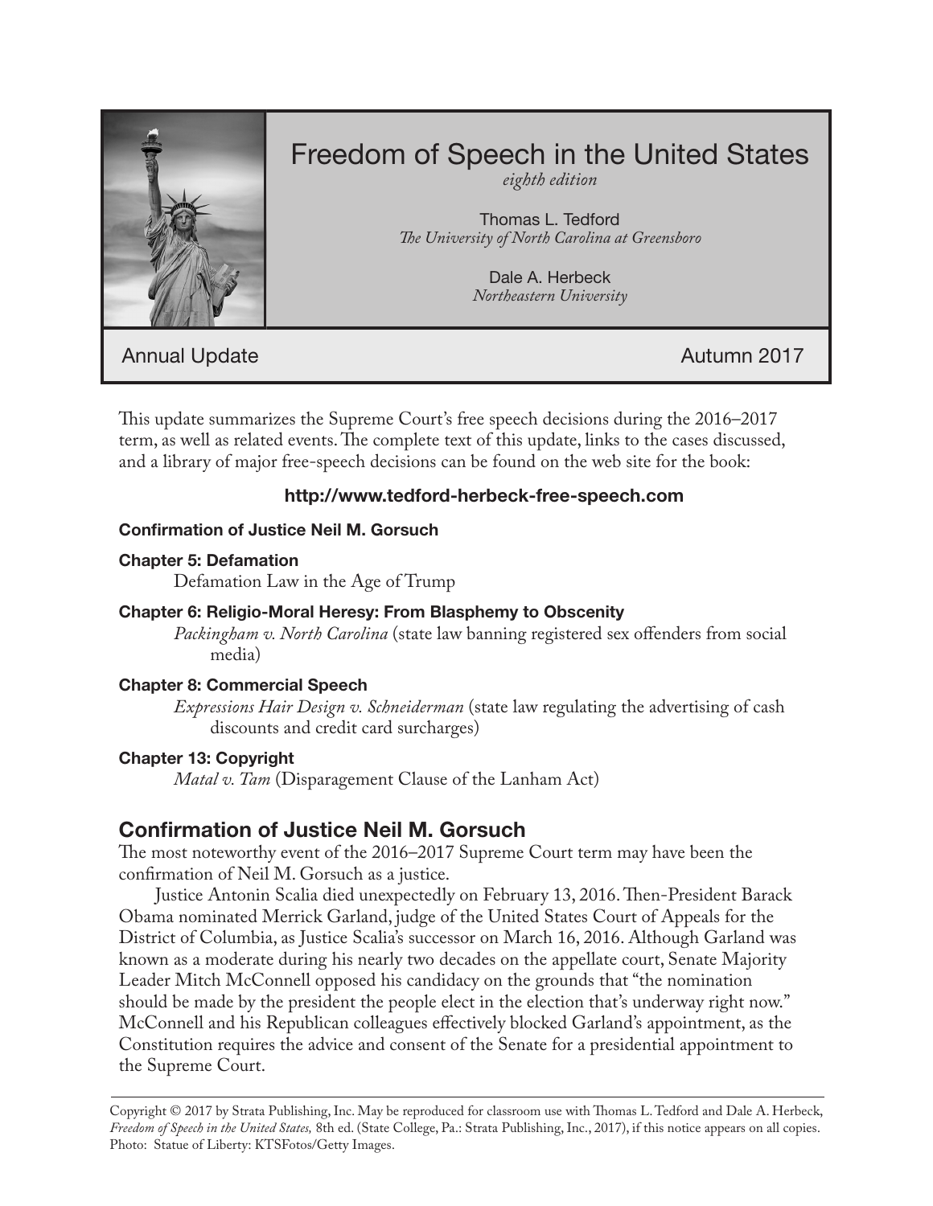# Freedom of Speech in the United States

*eighth edition*

Thomas L. Tedford
*The University of North Carolina at Greensboro*

Dale A. Herbeck
*Northeastern University*

Annual Update — Autumn 2017

This update summarizes the Supreme Court's free speech decisions during the 2016–2017 term, as well as related events. The complete text of this update, links to the cases discussed, and a library of major free-speech decisions can be found on the web site for the book:

**http://www.tedford-herbeck-free-speech.com**

**Confirmation of Justice Neil M. Gorsuch**

**Chapter 5: Defamation**
Defamation Law in the Age of Trump

**Chapter 6: Religio-Moral Heresy: From Blasphemy to Obscenity**
*Packingham v. North Carolina* (state law banning registered sex offenders from social media)

**Chapter 8: Commercial Speech**
*Expressions Hair Design v. Schneiderman* (state law regulating the advertising of cash discounts and credit card surcharges)

**Chapter 13: Copyright**
*Matal v. Tam* (Disparagement Clause of the Lanham Act)

## Confirmation of Justice Neil M. Gorsuch

The most noteworthy event of the 2016–2017 Supreme Court term may have been the confirmation of Neil M. Gorsuch as a justice.

Justice Antonin Scalia died unexpectedly on February 13, 2016. Then-President Barack Obama nominated Merrick Garland, judge of the United States Court of Appeals for the District of Columbia, as Justice Scalia's successor on March 16, 2016. Although Garland was known as a moderate during his nearly two decades on the appellate court, Senate Majority Leader Mitch McConnell opposed his candidacy on the grounds that "the nomination should be made by the president the people elect in the election that's underway right now." McConnell and his Republican colleagues effectively blocked Garland's appointment, as the Constitution requires the advice and consent of the Senate for a presidential appointment to the Supreme Court.

Copyright © 2017 by Strata Publishing, Inc. May be reproduced for classroom use with Thomas L. Tedford and Dale A. Herbeck, *Freedom of Speech in the United States,* 8th ed. (State College, Pa.: Strata Publishing, Inc., 2017), if this notice appears on all copies. Photo: Statue of Liberty: KTSFotos/Getty Images.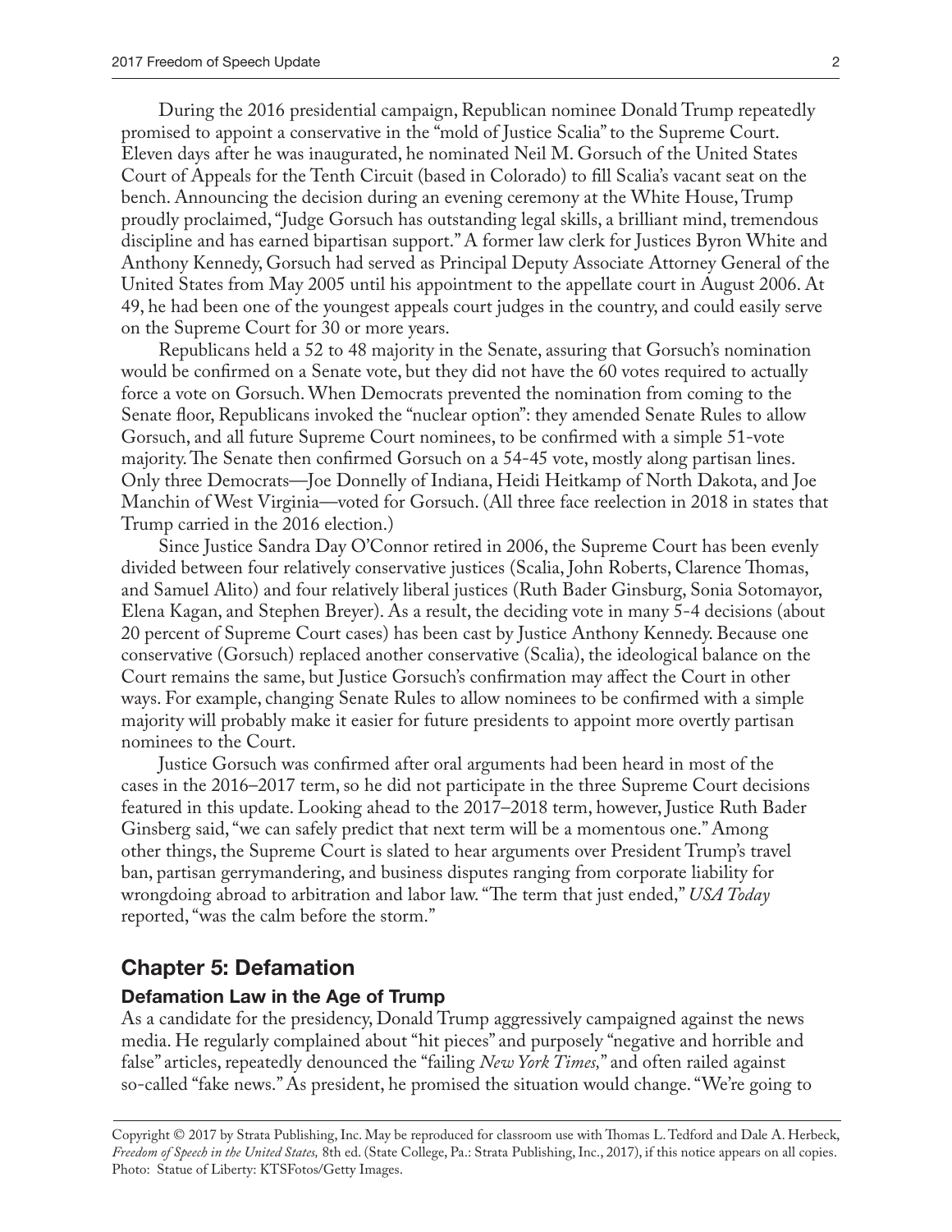During the 2016 presidential campaign, Republican nominee Donald Trump repeatedly promised to appoint a conservative in the "mold of Justice Scalia" to the Supreme Court. Eleven days after he was inaugurated, he nominated Neil M. Gorsuch of the United States Court of Appeals for the Tenth Circuit (based in Colorado) to fill Scalia's vacant seat on the bench. Announcing the decision during an evening ceremony at the White House, Trump proudly proclaimed, "Judge Gorsuch has outstanding legal skills, a brilliant mind, tremendous discipline and has earned bipartisan support." A former law clerk for Justices Byron White and Anthony Kennedy, Gorsuch had served as Principal Deputy Associate Attorney General of the United States from May 2005 until his appointment to the appellate court in August 2006. At 49, he had been one of the youngest appeals court judges in the country, and could easily serve on the Supreme Court for 30 or more years.

Republicans held a 52 to 48 majority in the Senate, assuring that Gorsuch's nomination would be confirmed on a Senate vote, but they did not have the 60 votes required to actually force a vote on Gorsuch. When Democrats prevented the nomination from coming to the Senate floor, Republicans invoked the "nuclear option": they amended Senate Rules to allow Gorsuch, and all future Supreme Court nominees, to be confirmed with a simple 51-vote majority. The Senate then confirmed Gorsuch on a 54-45 vote, mostly along partisan lines. Only three Democrats—Joe Donnelly of Indiana, Heidi Heitkamp of North Dakota, and Joe Manchin of West Virginia—voted for Gorsuch. (All three face reelection in 2018 in states that Trump carried in the 2016 election.)

Since Justice Sandra Day O'Connor retired in 2006, the Supreme Court has been evenly divided between four relatively conservative justices (Scalia, John Roberts, Clarence Thomas, and Samuel Alito) and four relatively liberal justices (Ruth Bader Ginsburg, Sonia Sotomayor, Elena Kagan, and Stephen Breyer). As a result, the deciding vote in many 5-4 decisions (about 20 percent of Supreme Court cases) has been cast by Justice Anthony Kennedy. Because one conservative (Gorsuch) replaced another conservative (Scalia), the ideological balance on the Court remains the same, but Justice Gorsuch's confirmation may affect the Court in other ways. For example, changing Senate Rules to allow nominees to be confirmed with a simple majority will probably make it easier for future presidents to appoint more overtly partisan nominees to the Court.

Justice Gorsuch was confirmed after oral arguments had been heard in most of the cases in the 2016–2017 term, so he did not participate in the three Supreme Court decisions featured in this update. Looking ahead to the 2017–2018 term, however, Justice Ruth Bader Ginsberg said, "we can safely predict that next term will be a momentous one." Among other things, the Supreme Court is slated to hear arguments over President Trump's travel ban, partisan gerrymandering, and business disputes ranging from corporate liability for wrongdoing abroad to arbitration and labor law. "The term that just ended," *USA Today* reported, "was the calm before the storm."

## Chapter 5: Defamation

### Defamation Law in the Age of Trump

As a candidate for the presidency, Donald Trump aggressively campaigned against the news media. He regularly complained about "hit pieces" and purposely "negative and horrible and false" articles, repeatedly denounced the "failing *New York Times,*" and often railed against so-called "fake news." As president, he promised the situation would change. "We're going to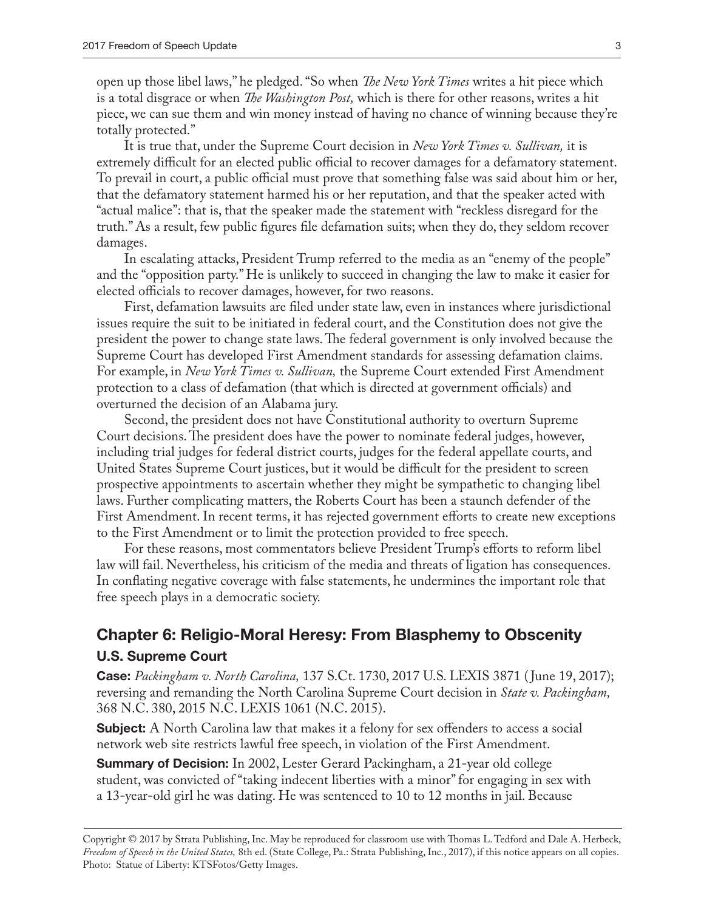open up those libel laws," he pledged. "So when *The New York Times* writes a hit piece which is a total disgrace or when *The Washington Post,* which is there for other reasons, writes a hit piece, we can sue them and win money instead of having no chance of winning because they're totally protected."

It is true that, under the Supreme Court decision in *New York Times v. Sullivan,* it is extremely difficult for an elected public official to recover damages for a defamatory statement. To prevail in court, a public official must prove that something false was said about him or her, that the defamatory statement harmed his or her reputation, and that the speaker acted with "actual malice": that is, that the speaker made the statement with "reckless disregard for the truth." As a result, few public figures file defamation suits; when they do, they seldom recover damages.

In escalating attacks, President Trump referred to the media as an "enemy of the people" and the "opposition party." He is unlikely to succeed in changing the law to make it easier for elected officials to recover damages, however, for two reasons.

First, defamation lawsuits are filed under state law, even in instances where jurisdictional issues require the suit to be initiated in federal court, and the Constitution does not give the president the power to change state laws. The federal government is only involved because the Supreme Court has developed First Amendment standards for assessing defamation claims. For example, in *New York Times v. Sullivan,* the Supreme Court extended First Amendment protection to a class of defamation (that which is directed at government officials) and overturned the decision of an Alabama jury.

Second, the president does not have Constitutional authority to overturn Supreme Court decisions. The president does have the power to nominate federal judges, however, including trial judges for federal district courts, judges for the federal appellate courts, and United States Supreme Court justices, but it would be difficult for the president to screen prospective appointments to ascertain whether they might be sympathetic to changing libel laws. Further complicating matters, the Roberts Court has been a staunch defender of the First Amendment. In recent terms, it has rejected government efforts to create new exceptions to the First Amendment or to limit the protection provided to free speech.

For these reasons, most commentators believe President Trump's efforts to reform libel law will fail. Nevertheless, his criticism of the media and threats of ligation has consequences. In conflating negative coverage with false statements, he undermines the important role that free speech plays in a democratic society.

## Chapter 6: Religio-Moral Heresy: From Blasphemy to Obscenity

### U.S. Supreme Court

**Case:** *Packingham v. North Carolina,* 137 S.Ct. 1730, 2017 U.S. LEXIS 3871 (June 19, 2017); reversing and remanding the North Carolina Supreme Court decision in *State v. Packingham,* 368 N.C. 380, 2015 N.C. LEXIS 1061 (N.C. 2015).

**Subject:** A North Carolina law that makes it a felony for sex offenders to access a social network web site restricts lawful free speech, in violation of the First Amendment.

**Summary of Decision:** In 2002, Lester Gerard Packingham, a 21-year old college student, was convicted of "taking indecent liberties with a minor" for engaging in sex with a 13-year-old girl he was dating. He was sentenced to 10 to 12 months in jail. Because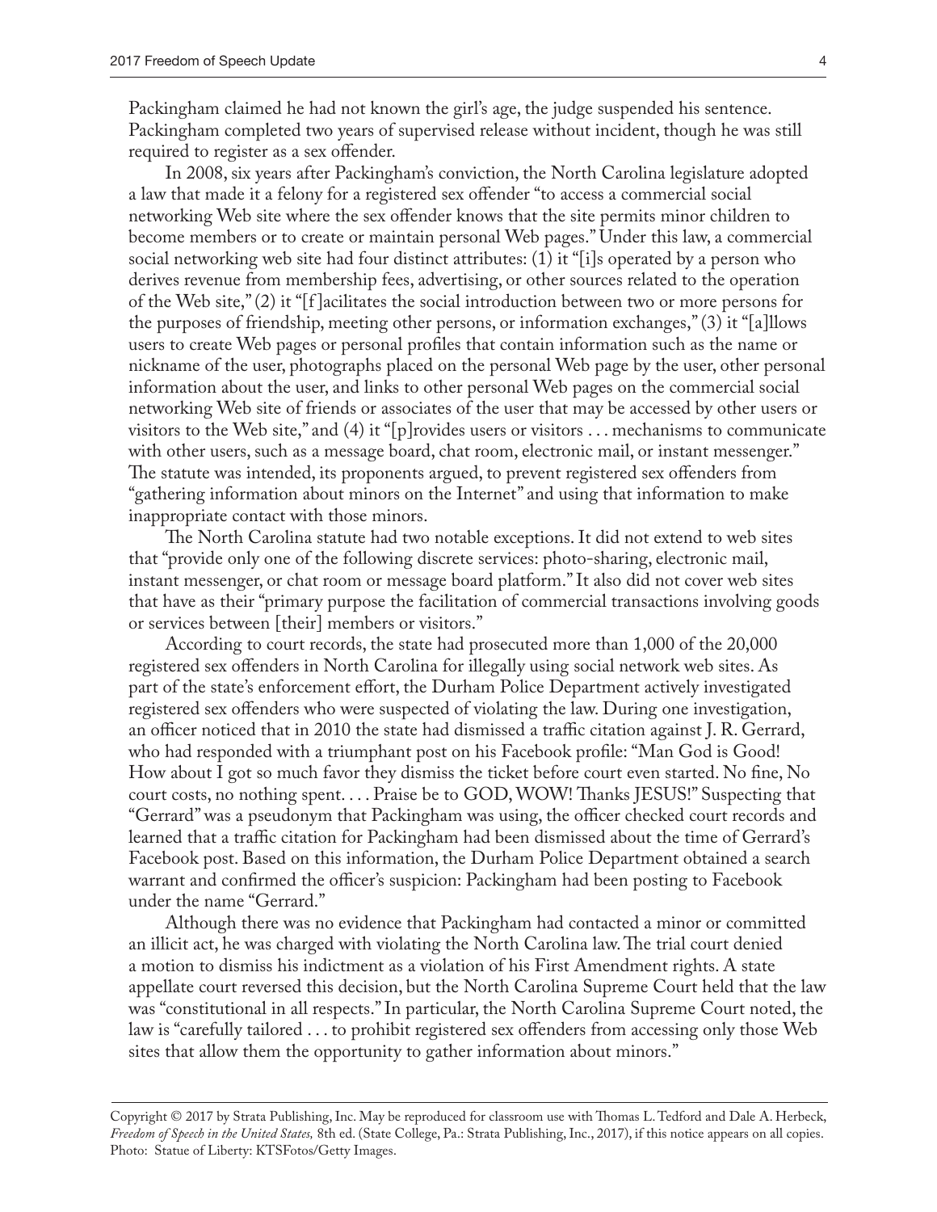Packingham claimed he had not known the girl's age, the judge suspended his sentence. Packingham completed two years of supervised release without incident, though he was still required to register as a sex offender.

In 2008, six years after Packingham's conviction, the North Carolina legislature adopted a law that made it a felony for a registered sex offender "to access a commercial social networking Web site where the sex offender knows that the site permits minor children to become members or to create or maintain personal Web pages." Under this law, a commercial social networking web site had four distinct attributes: (1) it "[i]s operated by a person who derives revenue from membership fees, advertising, or other sources related to the operation of the Web site," (2) it "[f]acilitates the social introduction between two or more persons for the purposes of friendship, meeting other persons, or information exchanges," (3) it "[a]llows users to create Web pages or personal profiles that contain information such as the name or nickname of the user, photographs placed on the personal Web page by the user, other personal information about the user, and links to other personal Web pages on the commercial social networking Web site of friends or associates of the user that may be accessed by other users or visitors to the Web site," and (4) it "[p]rovides users or visitors . . . mechanisms to communicate with other users, such as a message board, chat room, electronic mail, or instant messenger." The statute was intended, its proponents argued, to prevent registered sex offenders from "gathering information about minors on the Internet" and using that information to make inappropriate contact with those minors.

The North Carolina statute had two notable exceptions. It did not extend to web sites that "provide only one of the following discrete services: photo-sharing, electronic mail, instant messenger, or chat room or message board platform." It also did not cover web sites that have as their "primary purpose the facilitation of commercial transactions involving goods or services between [their] members or visitors."

According to court records, the state had prosecuted more than 1,000 of the 20,000 registered sex offenders in North Carolina for illegally using social network web sites. As part of the state's enforcement effort, the Durham Police Department actively investigated registered sex offenders who were suspected of violating the law. During one investigation, an officer noticed that in 2010 the state had dismissed a traffic citation against J. R. Gerrard, who had responded with a triumphant post on his Facebook profile: "Man God is Good! How about I got so much favor they dismiss the ticket before court even started. No fine, No court costs, no nothing spent. . . . Praise be to GOD, WOW! Thanks JESUS!" Suspecting that "Gerrard" was a pseudonym that Packingham was using, the officer checked court records and learned that a traffic citation for Packingham had been dismissed about the time of Gerrard's Facebook post. Based on this information, the Durham Police Department obtained a search warrant and confirmed the officer's suspicion: Packingham had been posting to Facebook under the name "Gerrard."

Although there was no evidence that Packingham had contacted a minor or committed an illicit act, he was charged with violating the North Carolina law. The trial court denied a motion to dismiss his indictment as a violation of his First Amendment rights. A state appellate court reversed this decision, but the North Carolina Supreme Court held that the law was "constitutional in all respects." In particular, the North Carolina Supreme Court noted, the law is "carefully tailored . . . to prohibit registered sex offenders from accessing only those Web sites that allow them the opportunity to gather information about minors."

Copyright © 2017 by Strata Publishing, Inc. May be reproduced for classroom use with Thomas L. Tedford and Dale A. Herbeck, *Freedom of Speech in the United States,* 8th ed. (State College, Pa.: Strata Publishing, Inc., 2017), if this notice appears on all copies. Photo: Statue of Liberty: KTSFotos/Getty Images.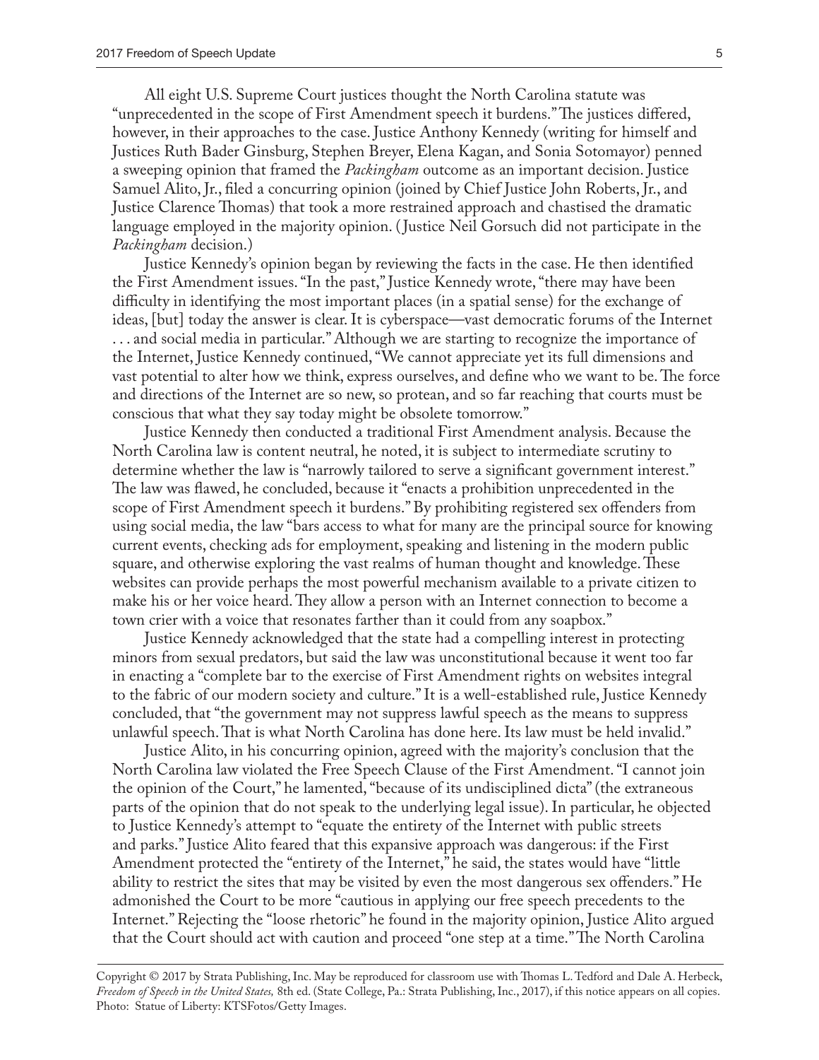All eight U.S. Supreme Court justices thought the North Carolina statute was "unprecedented in the scope of First Amendment speech it burdens." The justices differed, however, in their approaches to the case. Justice Anthony Kennedy (writing for himself and Justices Ruth Bader Ginsburg, Stephen Breyer, Elena Kagan, and Sonia Sotomayor) penned a sweeping opinion that framed the *Packingham* outcome as an important decision. Justice Samuel Alito, Jr., filed a concurring opinion (joined by Chief Justice John Roberts, Jr., and Justice Clarence Thomas) that took a more restrained approach and chastised the dramatic language employed in the majority opinion. (Justice Neil Gorsuch did not participate in the *Packingham* decision.)

Justice Kennedy's opinion began by reviewing the facts in the case. He then identified the First Amendment issues. "In the past," Justice Kennedy wrote, "there may have been difficulty in identifying the most important places (in a spatial sense) for the exchange of ideas, [but] today the answer is clear. It is cyberspace—vast democratic forums of the Internet . . . and social media in particular." Although we are starting to recognize the importance of the Internet, Justice Kennedy continued, "We cannot appreciate yet its full dimensions and vast potential to alter how we think, express ourselves, and define who we want to be. The force and directions of the Internet are so new, so protean, and so far reaching that courts must be conscious that what they say today might be obsolete tomorrow."

Justice Kennedy then conducted a traditional First Amendment analysis. Because the North Carolina law is content neutral, he noted, it is subject to intermediate scrutiny to determine whether the law is "narrowly tailored to serve a significant government interest." The law was flawed, he concluded, because it "enacts a prohibition unprecedented in the scope of First Amendment speech it burdens." By prohibiting registered sex offenders from using social media, the law "bars access to what for many are the principal source for knowing current events, checking ads for employment, speaking and listening in the modern public square, and otherwise exploring the vast realms of human thought and knowledge. These websites can provide perhaps the most powerful mechanism available to a private citizen to make his or her voice heard. They allow a person with an Internet connection to become a town crier with a voice that resonates farther than it could from any soapbox."

Justice Kennedy acknowledged that the state had a compelling interest in protecting minors from sexual predators, but said the law was unconstitutional because it went too far in enacting a "complete bar to the exercise of First Amendment rights on websites integral to the fabric of our modern society and culture." It is a well-established rule, Justice Kennedy concluded, that "the government may not suppress lawful speech as the means to suppress unlawful speech. That is what North Carolina has done here. Its law must be held invalid."

Justice Alito, in his concurring opinion, agreed with the majority's conclusion that the North Carolina law violated the Free Speech Clause of the First Amendment. "I cannot join the opinion of the Court," he lamented, "because of its undisciplined dicta" (the extraneous parts of the opinion that do not speak to the underlying legal issue). In particular, he objected to Justice Kennedy's attempt to "equate the entirety of the Internet with public streets and parks." Justice Alito feared that this expansive approach was dangerous: if the First Amendment protected the "entirety of the Internet," he said, the states would have "little ability to restrict the sites that may be visited by even the most dangerous sex offenders." He admonished the Court to be more "cautious in applying our free speech precedents to the Internet." Rejecting the "loose rhetoric" he found in the majority opinion, Justice Alito argued that the Court should act with caution and proceed "one step at a time." The North Carolina

Copyright © 2017 by Strata Publishing, Inc. May be reproduced for classroom use with Thomas L. Tedford and Dale A. Herbeck, *Freedom of Speech in the United States,* 8th ed. (State College, Pa.: Strata Publishing, Inc., 2017), if this notice appears on all copies. Photo: Statue of Liberty: KTSFotos/Getty Images.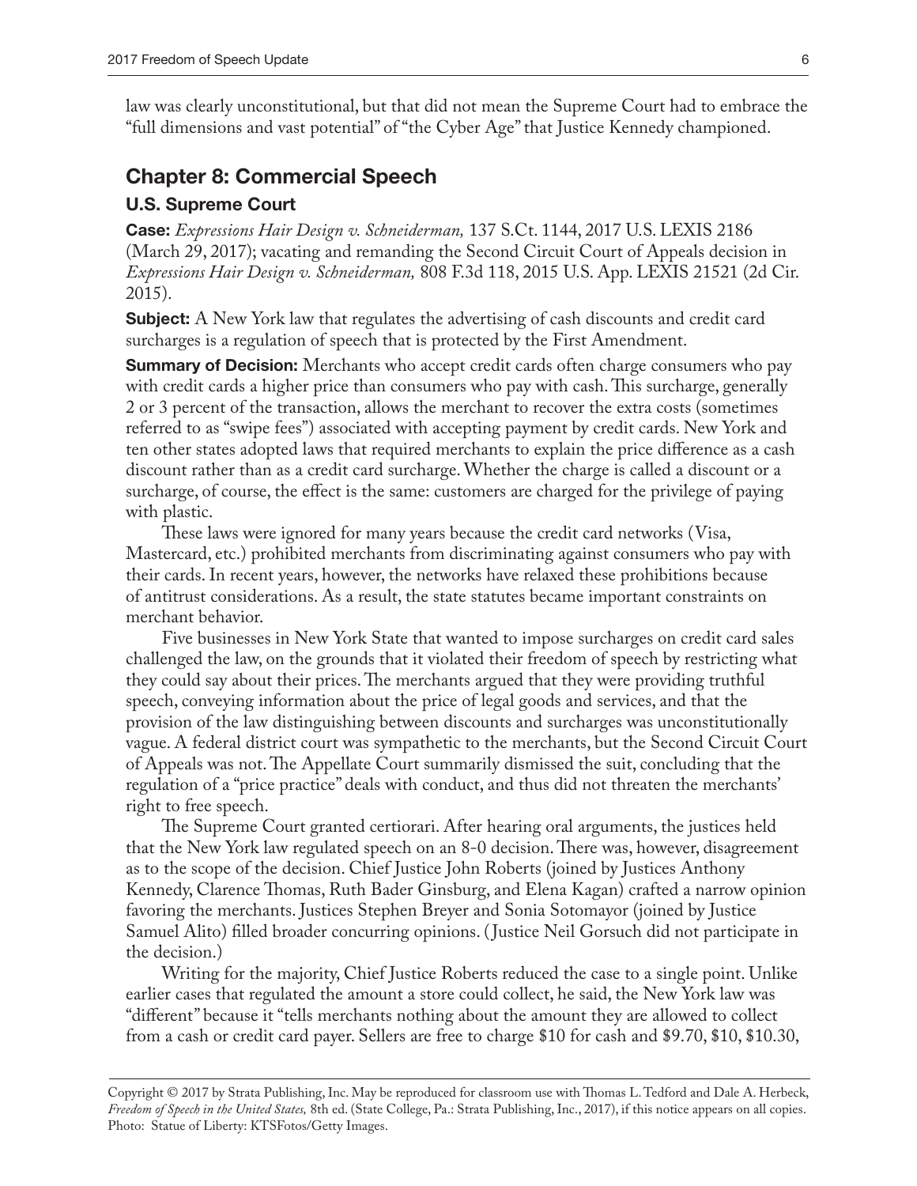law was clearly unconstitutional, but that did not mean the Supreme Court had to embrace the "full dimensions and vast potential" of "the Cyber Age" that Justice Kennedy championed.

## Chapter 8: Commercial Speech

### U.S. Supreme Court

**Case:** *Expressions Hair Design v. Schneiderman,* 137 S.Ct. 1144, 2017 U.S. LEXIS 2186 (March 29, 2017); vacating and remanding the Second Circuit Court of Appeals decision in *Expressions Hair Design v. Schneiderman,* 808 F.3d 118, 2015 U.S. App. LEXIS 21521 (2d Cir. 2015).

**Subject:** A New York law that regulates the advertising of cash discounts and credit card surcharges is a regulation of speech that is protected by the First Amendment.

**Summary of Decision:** Merchants who accept credit cards often charge consumers who pay with credit cards a higher price than consumers who pay with cash. This surcharge, generally 2 or 3 percent of the transaction, allows the merchant to recover the extra costs (sometimes referred to as "swipe fees") associated with accepting payment by credit cards. New York and ten other states adopted laws that required merchants to explain the price difference as a cash discount rather than as a credit card surcharge. Whether the charge is called a discount or a surcharge, of course, the effect is the same: customers are charged for the privilege of paying with plastic.

These laws were ignored for many years because the credit card networks (Visa, Mastercard, etc.) prohibited merchants from discriminating against consumers who pay with their cards. In recent years, however, the networks have relaxed these prohibitions because of antitrust considerations. As a result, the state statutes became important constraints on merchant behavior.

Five businesses in New York State that wanted to impose surcharges on credit card sales challenged the law, on the grounds that it violated their freedom of speech by restricting what they could say about their prices. The merchants argued that they were providing truthful speech, conveying information about the price of legal goods and services, and that the provision of the law distinguishing between discounts and surcharges was unconstitutionally vague. A federal district court was sympathetic to the merchants, but the Second Circuit Court of Appeals was not. The Appellate Court summarily dismissed the suit, concluding that the regulation of a "price practice" deals with conduct, and thus did not threaten the merchants' right to free speech.

The Supreme Court granted certiorari. After hearing oral arguments, the justices held that the New York law regulated speech on an 8-0 decision. There was, however, disagreement as to the scope of the decision. Chief Justice John Roberts (joined by Justices Anthony Kennedy, Clarence Thomas, Ruth Bader Ginsburg, and Elena Kagan) crafted a narrow opinion favoring the merchants. Justices Stephen Breyer and Sonia Sotomayor (joined by Justice Samuel Alito) filled broader concurring opinions. (Justice Neil Gorsuch did not participate in the decision.)

Writing for the majority, Chief Justice Roberts reduced the case to a single point. Unlike earlier cases that regulated the amount a store could collect, he said, the New York law was "different" because it "tells merchants nothing about the amount they are allowed to collect from a cash or credit card payer. Sellers are free to charge $10 for cash and $9.70, $10, $10.30,

Copyright © 2017 by Strata Publishing, Inc. May be reproduced for classroom use with Thomas L. Tedford and Dale A. Herbeck, *Freedom of Speech in the United States,* 8th ed. (State College, Pa.: Strata Publishing, Inc., 2017), if this notice appears on all copies. Photo: Statue of Liberty: KTSFotos/Getty Images.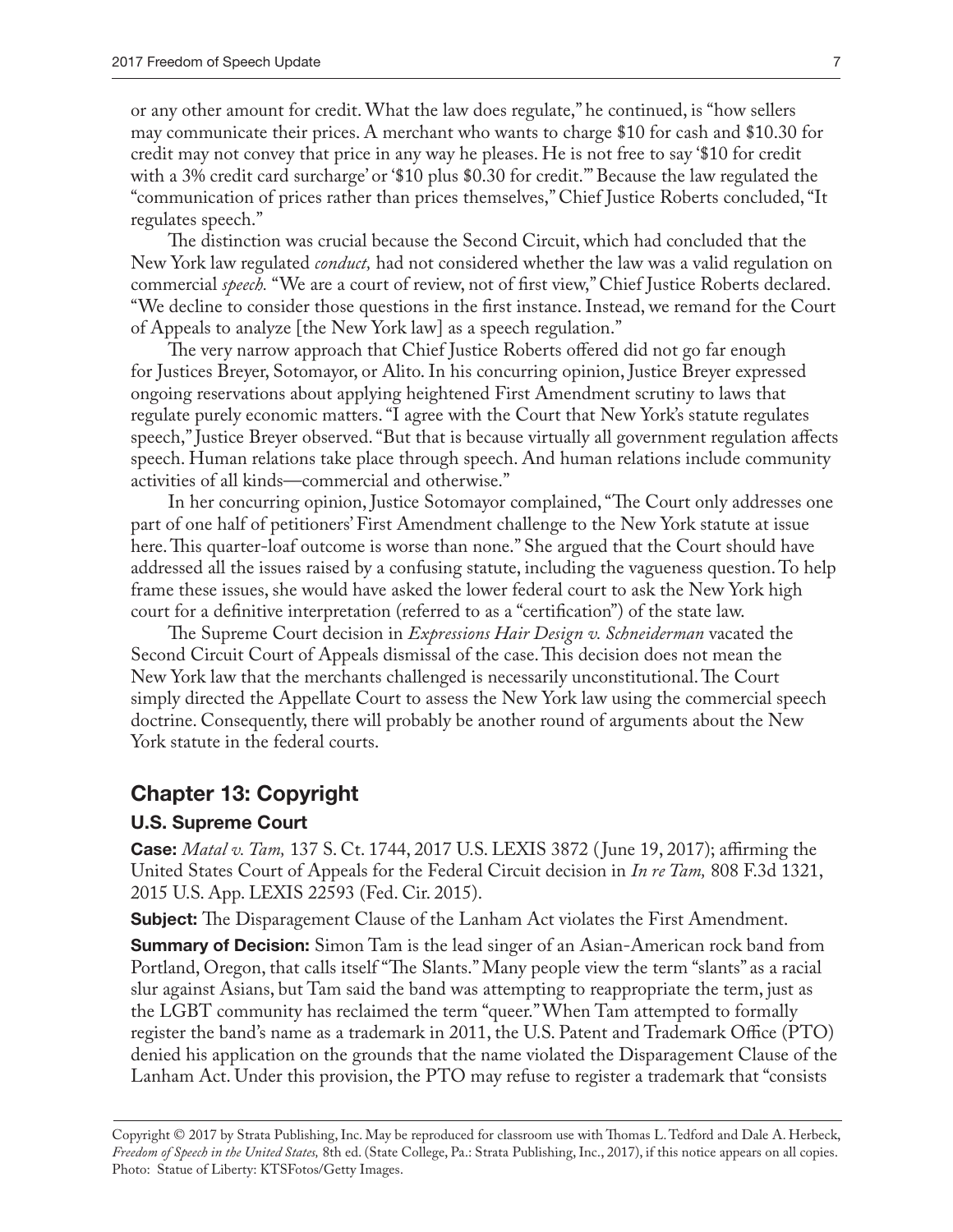or any other amount for credit. What the law does regulate," he continued, is "how sellers may communicate their prices. A merchant who wants to charge $10 for cash and $10.30 for credit may not convey that price in any way he pleases. He is not free to say '$10 for credit with a 3% credit card surcharge' or '$10 plus $0.30 for credit.'" Because the law regulated the "communication of prices rather than prices themselves," Chief Justice Roberts concluded, "It regulates speech."

The distinction was crucial because the Second Circuit, which had concluded that the New York law regulated *conduct,* had not considered whether the law was a valid regulation on commercial *speech.* "We are a court of review, not of first view," Chief Justice Roberts declared. "We decline to consider those questions in the first instance. Instead, we remand for the Court of Appeals to analyze [the New York law] as a speech regulation."

The very narrow approach that Chief Justice Roberts offered did not go far enough for Justices Breyer, Sotomayor, or Alito. In his concurring opinion, Justice Breyer expressed ongoing reservations about applying heightened First Amendment scrutiny to laws that regulate purely economic matters. "I agree with the Court that New York's statute regulates speech," Justice Breyer observed. "But that is because virtually all government regulation affects speech. Human relations take place through speech. And human relations include community activities of all kinds—commercial and otherwise."

In her concurring opinion, Justice Sotomayor complained, "The Court only addresses one part of one half of petitioners' First Amendment challenge to the New York statute at issue here. This quarter-loaf outcome is worse than none." She argued that the Court should have addressed all the issues raised by a confusing statute, including the vagueness question. To help frame these issues, she would have asked the lower federal court to ask the New York high court for a definitive interpretation (referred to as a "certification") of the state law.

The Supreme Court decision in *Expressions Hair Design v. Schneiderman* vacated the Second Circuit Court of Appeals dismissal of the case. This decision does not mean the New York law that the merchants challenged is necessarily unconstitutional. The Court simply directed the Appellate Court to assess the New York law using the commercial speech doctrine. Consequently, there will probably be another round of arguments about the New York statute in the federal courts.

## Chapter 13: Copyright

### U.S. Supreme Court

**Case:** *Matal v. Tam,* 137 S. Ct. 1744, 2017 U.S. LEXIS 3872 (June 19, 2017); affirming the United States Court of Appeals for the Federal Circuit decision in *In re Tam,* 808 F.3d 1321, 2015 U.S. App. LEXIS 22593 (Fed. Cir. 2015).

**Subject:** The Disparagement Clause of the Lanham Act violates the First Amendment.

**Summary of Decision:** Simon Tam is the lead singer of an Asian-American rock band from Portland, Oregon, that calls itself "The Slants." Many people view the term "slants" as a racial slur against Asians, but Tam said the band was attempting to reappropriate the term, just as the LGBT community has reclaimed the term "queer." When Tam attempted to formally register the band's name as a trademark in 2011, the U.S. Patent and Trademark Office (PTO) denied his application on the grounds that the name violated the Disparagement Clause of the Lanham Act. Under this provision, the PTO may refuse to register a trademark that "consists

Copyright © 2017 by Strata Publishing, Inc. May be reproduced for classroom use with Thomas L. Tedford and Dale A. Herbeck, *Freedom of Speech in the United States,* 8th ed. (State College, Pa.: Strata Publishing, Inc., 2017), if this notice appears on all copies. Photo: Statue of Liberty: KTSFotos/Getty Images.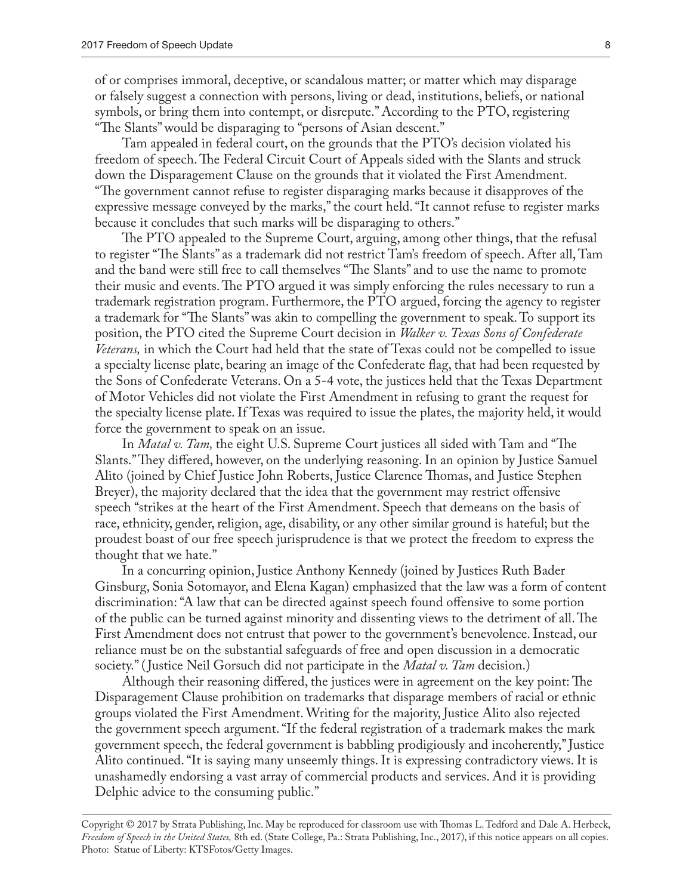of or comprises immoral, deceptive, or scandalous matter; or matter which may disparage or falsely suggest a connection with persons, living or dead, institutions, beliefs, or national symbols, or bring them into contempt, or disrepute." According to the PTO, registering "The Slants" would be disparaging to "persons of Asian descent."

Tam appealed in federal court, on the grounds that the PTO's decision violated his freedom of speech. The Federal Circuit Court of Appeals sided with the Slants and struck down the Disparagement Clause on the grounds that it violated the First Amendment. "The government cannot refuse to register disparaging marks because it disapproves of the expressive message conveyed by the marks," the court held. "It cannot refuse to register marks because it concludes that such marks will be disparaging to others."

The PTO appealed to the Supreme Court, arguing, among other things, that the refusal to register "The Slants" as a trademark did not restrict Tam's freedom of speech. After all, Tam and the band were still free to call themselves "The Slants" and to use the name to promote their music and events. The PTO argued it was simply enforcing the rules necessary to run a trademark registration program. Furthermore, the PTO argued, forcing the agency to register a trademark for "The Slants" was akin to compelling the government to speak. To support its position, the PTO cited the Supreme Court decision in *Walker v. Texas Sons of Confederate Veterans,* in which the Court had held that the state of Texas could not be compelled to issue a specialty license plate, bearing an image of the Confederate flag, that had been requested by the Sons of Confederate Veterans. On a 5-4 vote, the justices held that the Texas Department of Motor Vehicles did not violate the First Amendment in refusing to grant the request for the specialty license plate. If Texas was required to issue the plates, the majority held, it would force the government to speak on an issue.

In *Matal v. Tam,* the eight U.S. Supreme Court justices all sided with Tam and "The Slants." They differed, however, on the underlying reasoning. In an opinion by Justice Samuel Alito (joined by Chief Justice John Roberts, Justice Clarence Thomas, and Justice Stephen Breyer), the majority declared that the idea that the government may restrict offensive speech "strikes at the heart of the First Amendment. Speech that demeans on the basis of race, ethnicity, gender, religion, age, disability, or any other similar ground is hateful; but the proudest boast of our free speech jurisprudence is that we protect the freedom to express the thought that we hate."

In a concurring opinion, Justice Anthony Kennedy (joined by Justices Ruth Bader Ginsburg, Sonia Sotomayor, and Elena Kagan) emphasized that the law was a form of content discrimination: "A law that can be directed against speech found offensive to some portion of the public can be turned against minority and dissenting views to the detriment of all. The First Amendment does not entrust that power to the government's benevolence. Instead, our reliance must be on the substantial safeguards of free and open discussion in a democratic society." (Justice Neil Gorsuch did not participate in the *Matal v. Tam* decision.)

Although their reasoning differed, the justices were in agreement on the key point: The Disparagement Clause prohibition on trademarks that disparage members of racial or ethnic groups violated the First Amendment. Writing for the majority, Justice Alito also rejected the government speech argument. "If the federal registration of a trademark makes the mark government speech, the federal government is babbling prodigiously and incoherently," Justice Alito continued. "It is saying many unseemly things. It is expressing contradictory views. It is unashamedly endorsing a vast array of commercial products and services. And it is providing Delphic advice to the consuming public."

Copyright © 2017 by Strata Publishing, Inc. May be reproduced for classroom use with Thomas L. Tedford and Dale A. Herbeck, *Freedom of Speech in the United States,* 8th ed. (State College, Pa.: Strata Publishing, Inc., 2017), if this notice appears on all copies. Photo: Statue of Liberty: KTSFotos/Getty Images.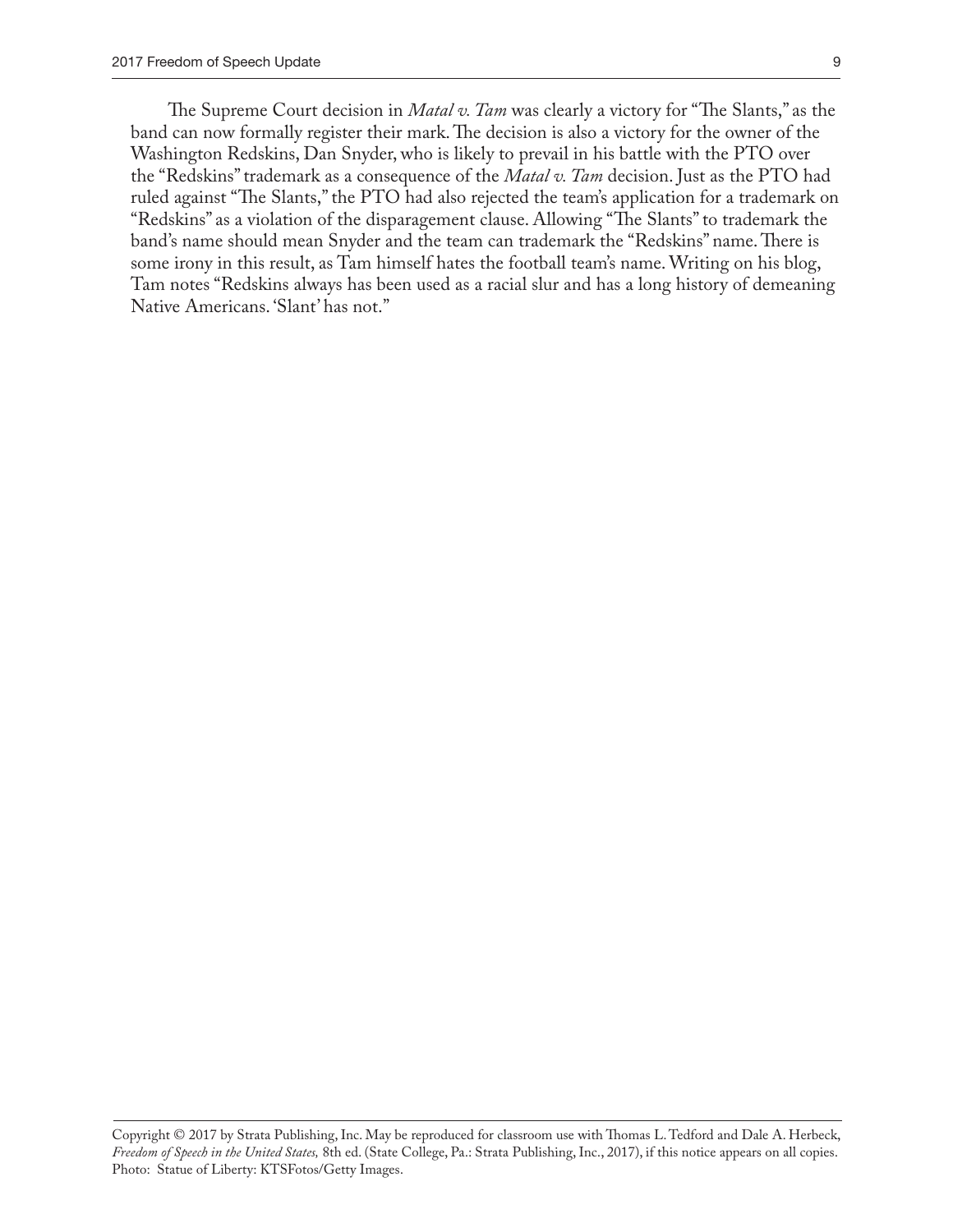The Supreme Court decision in *Matal v. Tam* was clearly a victory for "The Slants," as the band can now formally register their mark. The decision is also a victory for the owner of the Washington Redskins, Dan Snyder, who is likely to prevail in his battle with the PTO over the "Redskins" trademark as a consequence of the *Matal v. Tam* decision. Just as the PTO had ruled against "The Slants," the PTO had also rejected the team's application for a trademark on "Redskins" as a violation of the disparagement clause. Allowing "The Slants" to trademark the band's name should mean Snyder and the team can trademark the "Redskins" name. There is some irony in this result, as Tam himself hates the football team's name. Writing on his blog, Tam notes "Redskins always has been used as a racial slur and has a long history of demeaning Native Americans. 'Slant' has not."